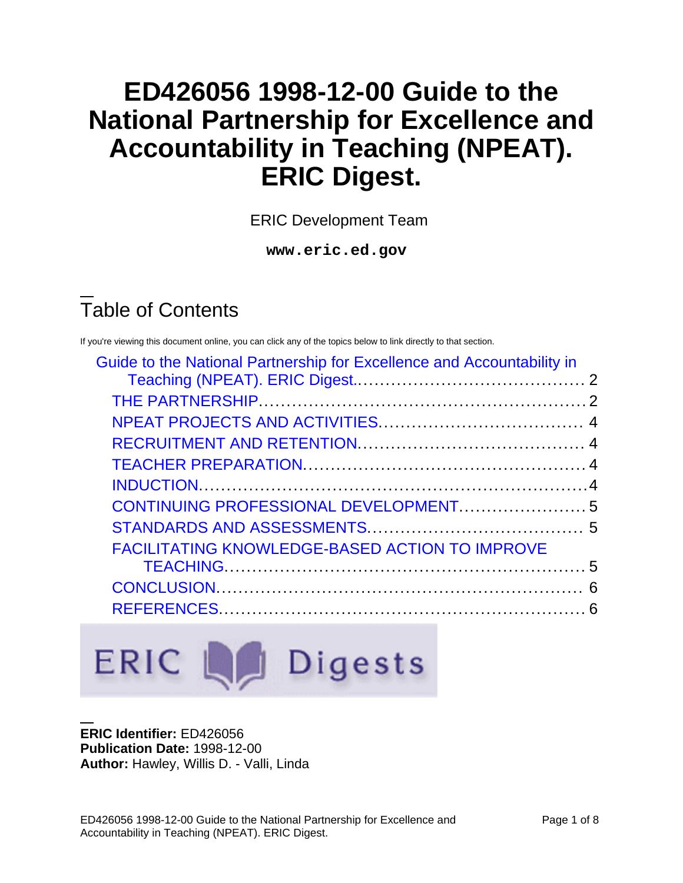# ED426056 1998-12-00 Guide to the National Partnership for Excellence and Accountability in Teaching (NPEAT). ERIC Digest.

ERIC Development Team

**www.eric.ed.gov**

## Table of Contents

If you're viewing this document online, you can click any of the topics below to link directly to that section.

- Guide to the National Partnership for Excellence and Accountability in Teaching (NPEAT). ERIC Digest. .......... 2
  - THE PARTNERSHIP .......... 2
  - NPEAT PROJECTS AND ACTIVITIES .......... 4
  - RECRUITMENT AND RETENTION .......... 4
  - TEACHER PREPARATION .......... 4
  - INDUCTION .......... 4
  - CONTINUING PROFESSIONAL DEVELOPMENT .......... 5
  - STANDARDS AND ASSESSMENTS .......... 5
  - FACILITATING KNOWLEDGE-BASED ACTION TO IMPROVE TEACHING .......... 5
  - CONCLUSION .......... 6
  - REFERENCES .......... 6

ERIC Digests

**ERIC Identifier:** ED426056
**Publication Date:** 1998-12-00
**Author:** Hawley, Willis D. - Valli, Linda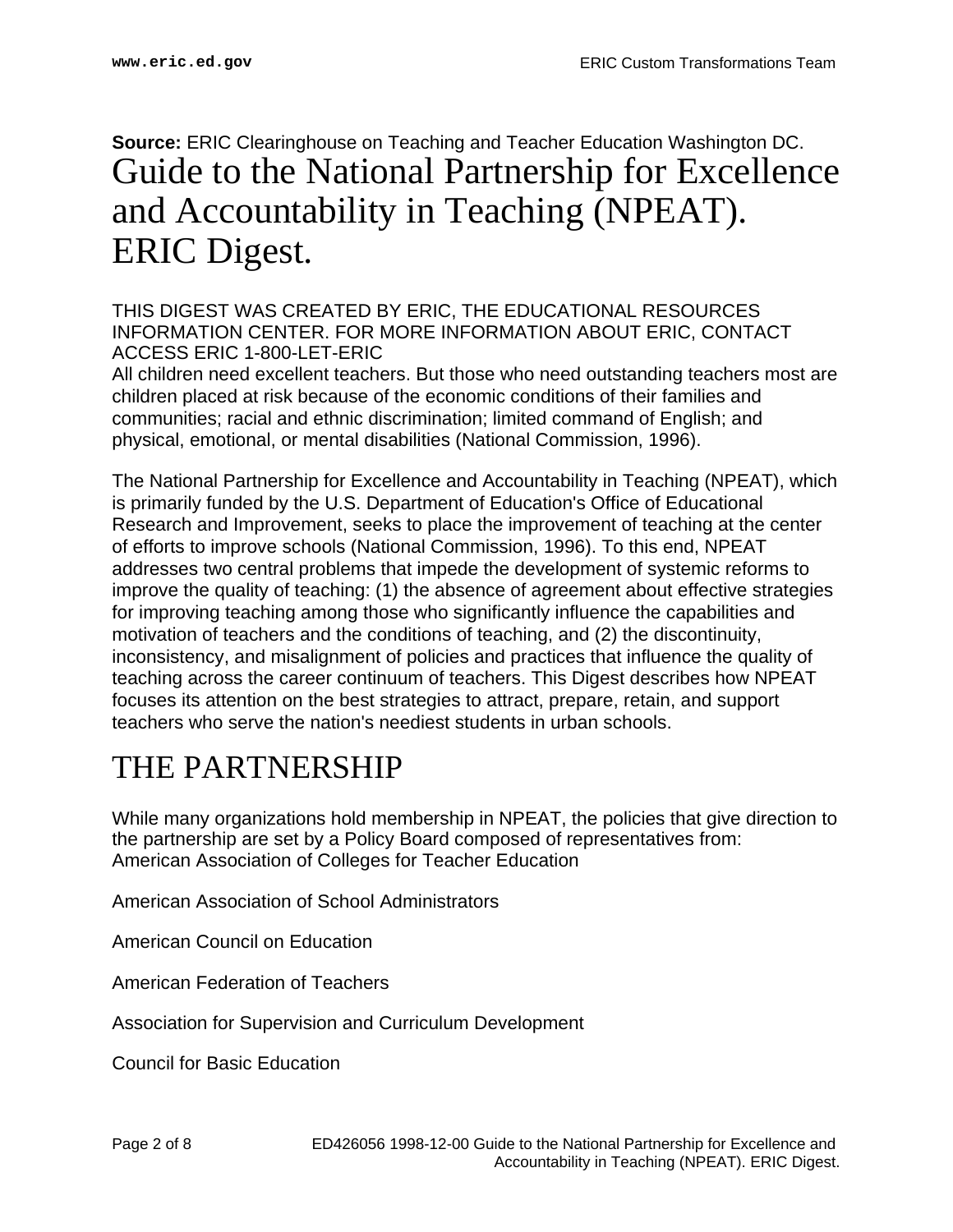**Source:** ERIC Clearinghouse on Teaching and Teacher Education Washington DC.

# Guide to the National Partnership for Excellence and Accountability in Teaching (NPEAT). ERIC Digest.

THIS DIGEST WAS CREATED BY ERIC, THE EDUCATIONAL RESOURCES INFORMATION CENTER. FOR MORE INFORMATION ABOUT ERIC, CONTACT ACCESS ERIC 1-800-LET-ERIC

All children need excellent teachers. But those who need outstanding teachers most are children placed at risk because of the economic conditions of their families and communities; racial and ethnic discrimination; limited command of English; and physical, emotional, or mental disabilities (National Commission, 1996).

The National Partnership for Excellence and Accountability in Teaching (NPEAT), which is primarily funded by the U.S. Department of Education's Office of Educational Research and Improvement, seeks to place the improvement of teaching at the center of efforts to improve schools (National Commission, 1996). To this end, NPEAT addresses two central problems that impede the development of systemic reforms to improve the quality of teaching: (1) the absence of agreement about effective strategies for improving teaching among those who significantly influence the capabilities and motivation of teachers and the conditions of teaching, and (2) the discontinuity, inconsistency, and misalignment of policies and practices that influence the quality of teaching across the career continuum of teachers. This Digest describes how NPEAT focuses its attention on the best strategies to attract, prepare, retain, and support teachers who serve the nation's neediest students in urban schools.

## THE PARTNERSHIP

While many organizations hold membership in NPEAT, the policies that give direction to the partnership are set by a Policy Board composed of representatives from:

American Association of Colleges for Teacher Education

American Association of School Administrators

American Council on Education

American Federation of Teachers

Association for Supervision and Curriculum Development

Council for Basic Education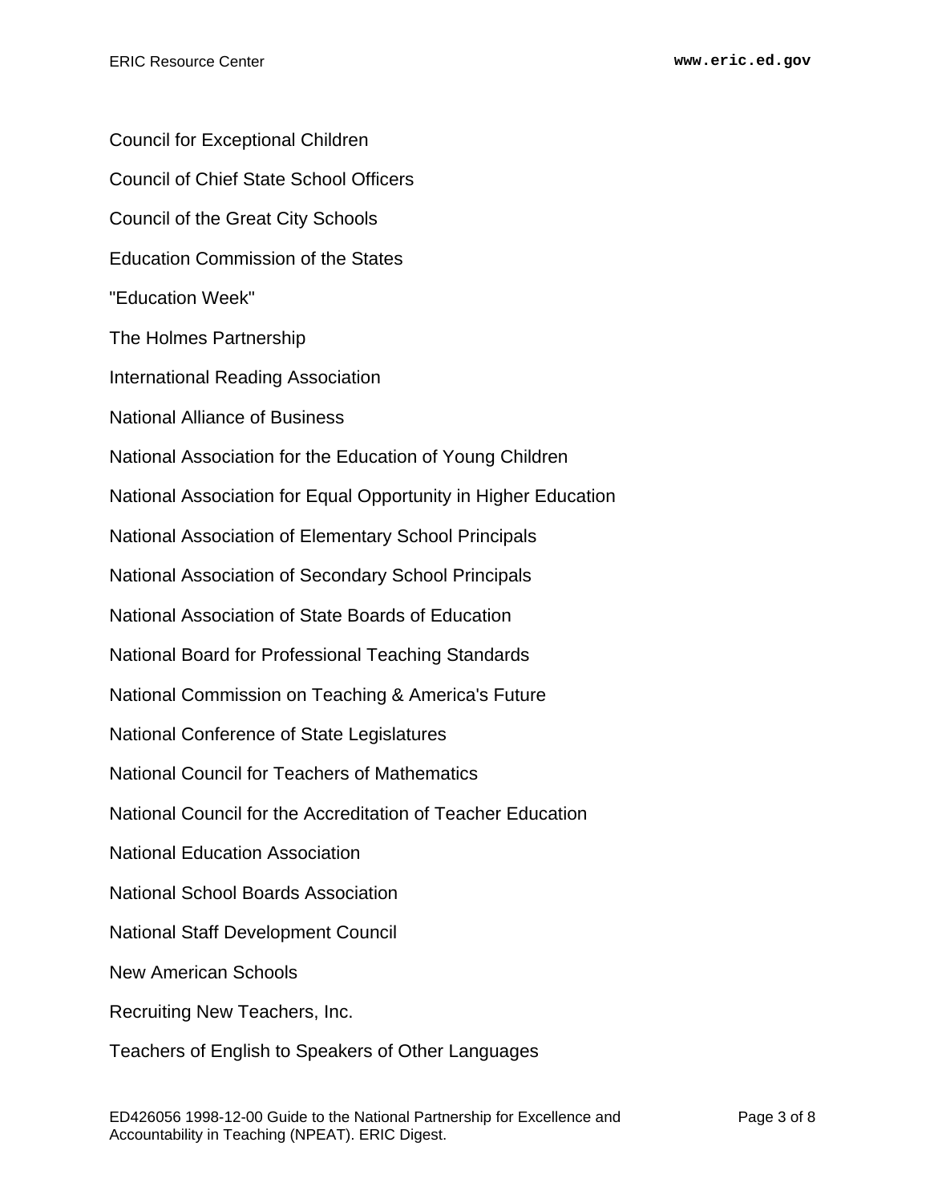Council for Exceptional Children

Council of Chief State School Officers

Council of the Great City Schools

Education Commission of the States

"Education Week"

The Holmes Partnership

International Reading Association

National Alliance of Business

National Association for the Education of Young Children

National Association for Equal Opportunity in Higher Education

National Association of Elementary School Principals

National Association of Secondary School Principals

National Association of State Boards of Education

National Board for Professional Teaching Standards

National Commission on Teaching & America's Future

National Conference of State Legislatures

National Council for Teachers of Mathematics

National Council for the Accreditation of Teacher Education

National Education Association

National School Boards Association

National Staff Development Council

New American Schools

Recruiting New Teachers, Inc.

Teachers of English to Speakers of Other Languages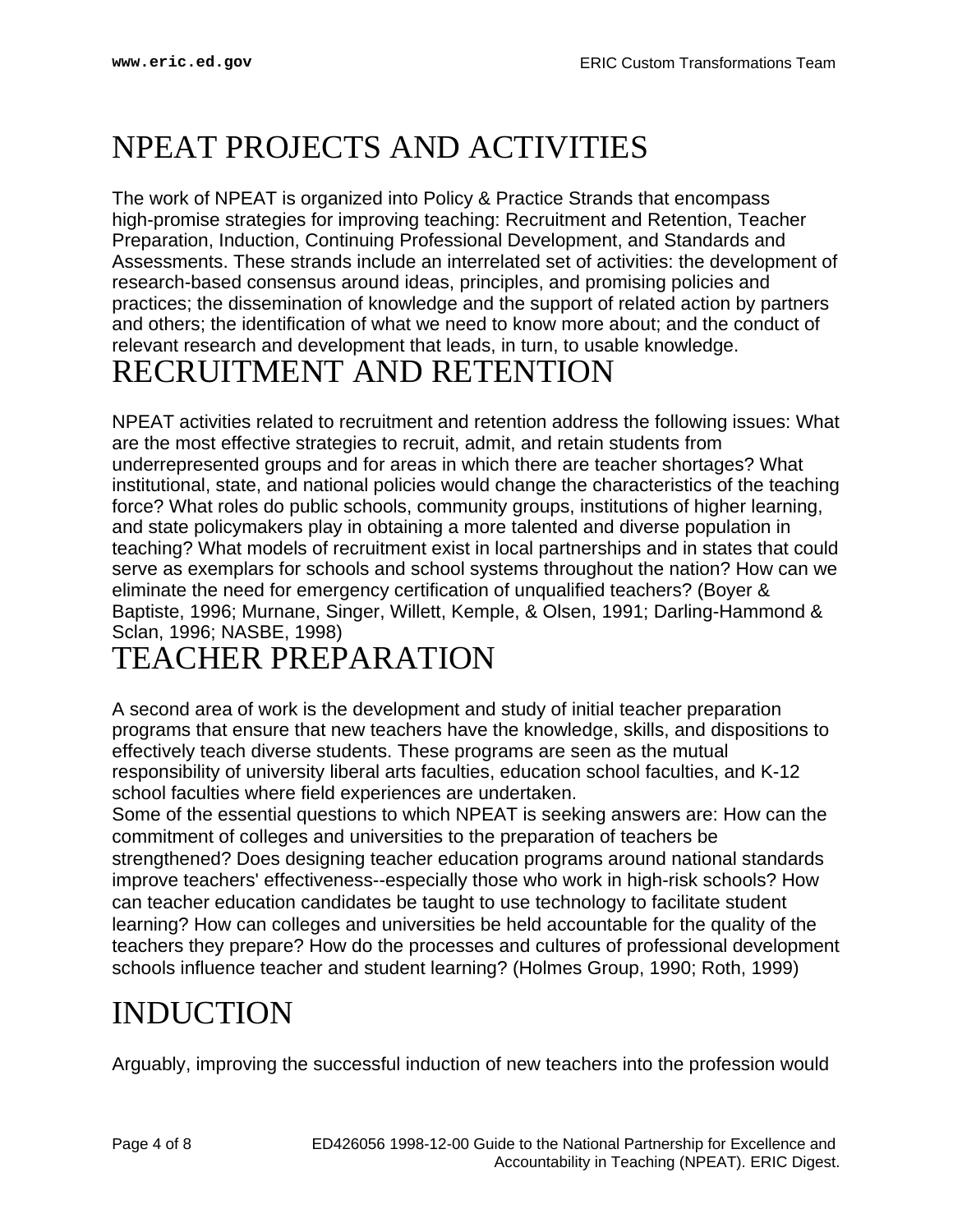# NPEAT PROJECTS AND ACTIVITIES

The work of NPEAT is organized into Policy & Practice Strands that encompass high-promise strategies for improving teaching: Recruitment and Retention, Teacher Preparation, Induction, Continuing Professional Development, and Standards and Assessments. These strands include an interrelated set of activities: the development of research-based consensus around ideas, principles, and promising policies and practices; the dissemination of knowledge and the support of related action by partners and others; the identification of what we need to know more about; and the conduct of relevant research and development that leads, in turn, to usable knowledge.

# RECRUITMENT AND RETENTION

NPEAT activities related to recruitment and retention address the following issues: What are the most effective strategies to recruit, admit, and retain students from underrepresented groups and for areas in which there are teacher shortages? What institutional, state, and national policies would change the characteristics of the teaching force? What roles do public schools, community groups, institutions of higher learning, and state policymakers play in obtaining a more talented and diverse population in teaching? What models of recruitment exist in local partnerships and in states that could serve as exemplars for schools and school systems throughout the nation? How can we eliminate the need for emergency certification of unqualified teachers? (Boyer & Baptiste, 1996; Murnane, Singer, Willett, Kemple, & Olsen, 1991; Darling-Hammond & Sclan, 1996; NASBE, 1998)

# TEACHER PREPARATION

A second area of work is the development and study of initial teacher preparation programs that ensure that new teachers have the knowledge, skills, and dispositions to effectively teach diverse students. These programs are seen as the mutual responsibility of university liberal arts faculties, education school faculties, and K-12 school faculties where field experiences are undertaken.

Some of the essential questions to which NPEAT is seeking answers are: How can the commitment of colleges and universities to the preparation of teachers be strengthened? Does designing teacher education programs around national standards improve teachers' effectiveness--especially those who work in high-risk schools? How can teacher education candidates be taught to use technology to facilitate student learning? How can colleges and universities be held accountable for the quality of the teachers they prepare? How do the processes and cultures of professional development schools influence teacher and student learning? (Holmes Group, 1990; Roth, 1999)

# INDUCTION

Arguably, improving the successful induction of new teachers into the profession would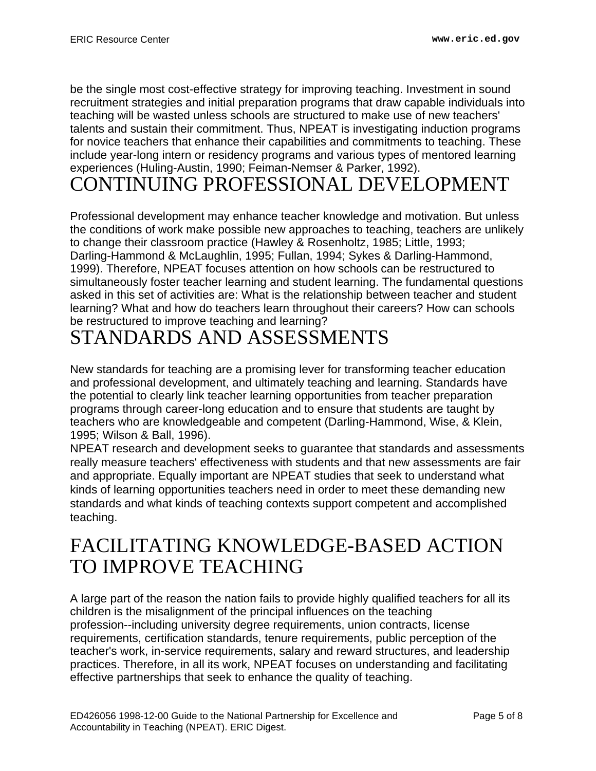be the single most cost-effective strategy for improving teaching. Investment in sound recruitment strategies and initial preparation programs that draw capable individuals into teaching will be wasted unless schools are structured to make use of new teachers' talents and sustain their commitment. Thus, NPEAT is investigating induction programs for novice teachers that enhance their capabilities and commitments to teaching. These include year-long intern or residency programs and various types of mentored learning experiences (Huling-Austin, 1990; Feiman-Nemser & Parker, 1992).

# CONTINUING PROFESSIONAL DEVELOPMENT

Professional development may enhance teacher knowledge and motivation. But unless the conditions of work make possible new approaches to teaching, teachers are unlikely to change their classroom practice (Hawley & Rosenholtz, 1985; Little, 1993; Darling-Hammond & McLaughlin, 1995; Fullan, 1994; Sykes & Darling-Hammond, 1999). Therefore, NPEAT focuses attention on how schools can be restructured to simultaneously foster teacher learning and student learning. The fundamental questions asked in this set of activities are: What is the relationship between teacher and student learning? What and how do teachers learn throughout their careers? How can schools be restructured to improve teaching and learning?

# STANDARDS AND ASSESSMENTS

New standards for teaching are a promising lever for transforming teacher education and professional development, and ultimately teaching and learning. Standards have the potential to clearly link teacher learning opportunities from teacher preparation programs through career-long education and to ensure that students are taught by teachers who are knowledgeable and competent (Darling-Hammond, Wise, & Klein, 1995; Wilson & Ball, 1996).

NPEAT research and development seeks to guarantee that standards and assessments really measure teachers' effectiveness with students and that new assessments are fair and appropriate. Equally important are NPEAT studies that seek to understand what kinds of learning opportunities teachers need in order to meet these demanding new standards and what kinds of teaching contexts support competent and accomplished teaching.

# FACILITATING KNOWLEDGE-BASED ACTION TO IMPROVE TEACHING

A large part of the reason the nation fails to provide highly qualified teachers for all its children is the misalignment of the principal influences on the teaching profession--including university degree requirements, union contracts, license requirements, certification standards, tenure requirements, public perception of the teacher's work, in-service requirements, salary and reward structures, and leadership practices. Therefore, in all its work, NPEAT focuses on understanding and facilitating effective partnerships that seek to enhance the quality of teaching.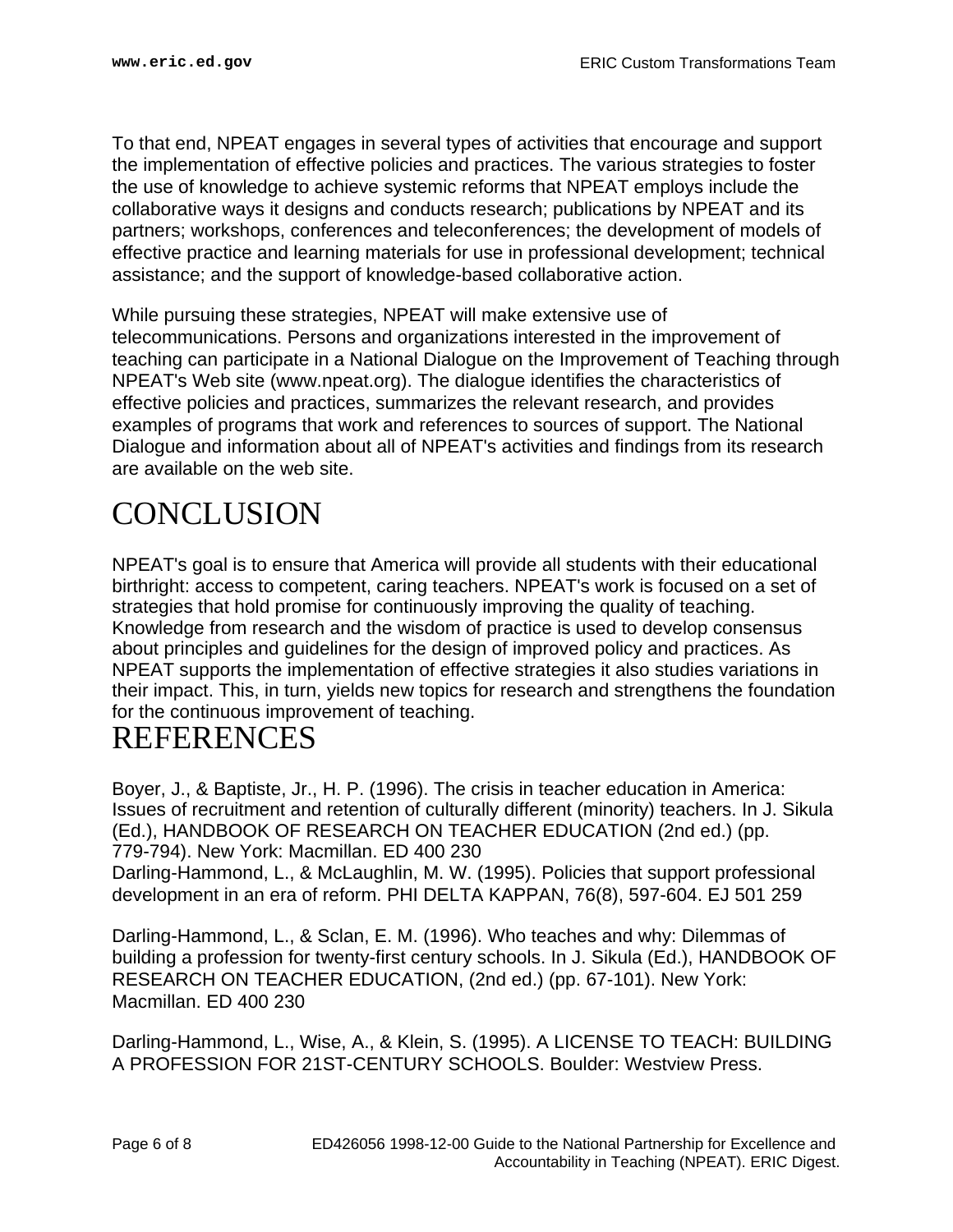To that end, NPEAT engages in several types of activities that encourage and support the implementation of effective policies and practices. The various strategies to foster the use of knowledge to achieve systemic reforms that NPEAT employs include the collaborative ways it designs and conducts research; publications by NPEAT and its partners; workshops, conferences and teleconferences; the development of models of effective practice and learning materials for use in professional development; technical assistance; and the support of knowledge-based collaborative action.

While pursuing these strategies, NPEAT will make extensive use of telecommunications. Persons and organizations interested in the improvement of teaching can participate in a National Dialogue on the Improvement of Teaching through NPEAT's Web site (www.npeat.org). The dialogue identifies the characteristics of effective policies and practices, summarizes the relevant research, and provides examples of programs that work and references to sources of support. The National Dialogue and information about all of NPEAT's activities and findings from its research are available on the web site.

# CONCLUSION

NPEAT's goal is to ensure that America will provide all students with their educational birthright: access to competent, caring teachers. NPEAT's work is focused on a set of strategies that hold promise for continuously improving the quality of teaching. Knowledge from research and the wisdom of practice is used to develop consensus about principles and guidelines for the design of improved policy and practices. As NPEAT supports the implementation of effective strategies it also studies variations in their impact. This, in turn, yields new topics for research and strengthens the foundation for the continuous improvement of teaching.

# REFERENCES

Boyer, J., & Baptiste, Jr., H. P. (1996). The crisis in teacher education in America: Issues of recruitment and retention of culturally different (minority) teachers. In J. Sikula (Ed.), HANDBOOK OF RESEARCH ON TEACHER EDUCATION (2nd ed.) (pp. 779-794). New York: Macmillan. ED 400 230
Darling-Hammond, L., & McLaughlin, M. W. (1995). Policies that support professional development in an era of reform. PHI DELTA KAPPAN, 76(8), 597-604. EJ 501 259

Darling-Hammond, L., & Sclan, E. M. (1996). Who teaches and why: Dilemmas of building a profession for twenty-first century schools. In J. Sikula (Ed.), HANDBOOK OF RESEARCH ON TEACHER EDUCATION, (2nd ed.) (pp. 67-101). New York: Macmillan. ED 400 230

Darling-Hammond, L., Wise, A., & Klein, S. (1995). A LICENSE TO TEACH: BUILDING A PROFESSION FOR 21ST-CENTURY SCHOOLS. Boulder: Westview Press.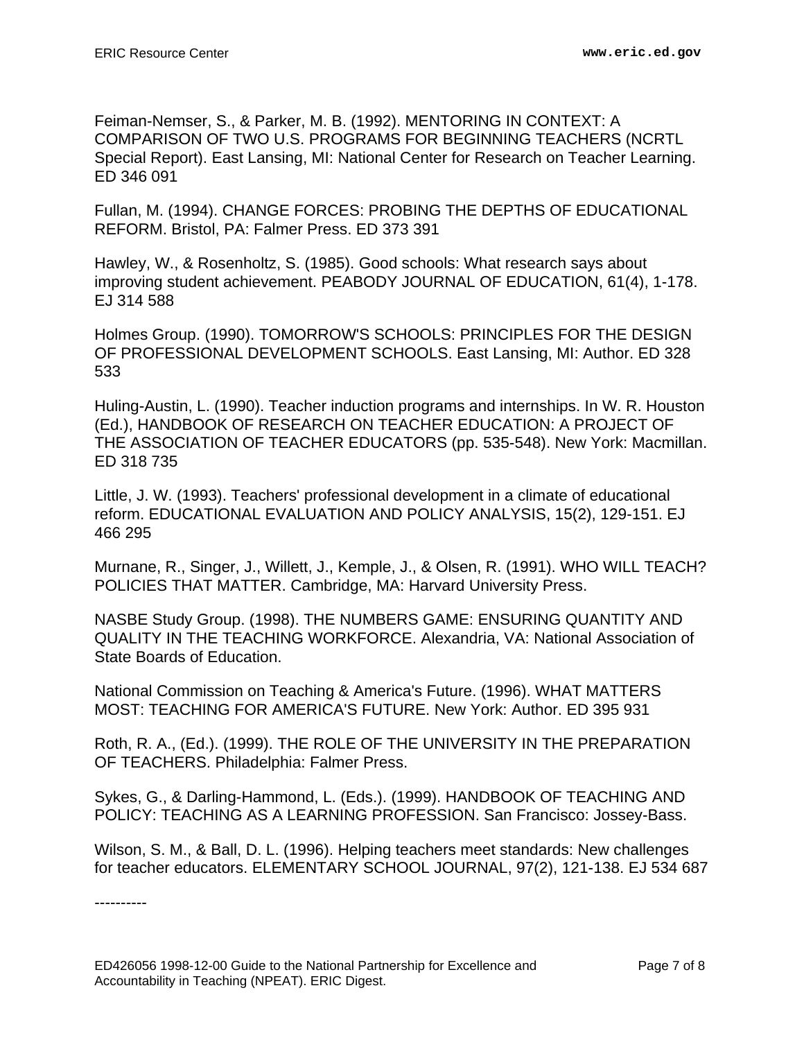Feiman-Nemser, S., & Parker, M. B. (1992). MENTORING IN CONTEXT: A COMPARISON OF TWO U.S. PROGRAMS FOR BEGINNING TEACHERS (NCRTL Special Report). East Lansing, MI: National Center for Research on Teacher Learning. ED 346 091

Fullan, M. (1994). CHANGE FORCES: PROBING THE DEPTHS OF EDUCATIONAL REFORM. Bristol, PA: Falmer Press. ED 373 391

Hawley, W., & Rosenholtz, S. (1985). Good schools: What research says about improving student achievement. PEABODY JOURNAL OF EDUCATION, 61(4), 1-178. EJ 314 588

Holmes Group. (1990). TOMORROW'S SCHOOLS: PRINCIPLES FOR THE DESIGN OF PROFESSIONAL DEVELOPMENT SCHOOLS. East Lansing, MI: Author. ED 328 533

Huling-Austin, L. (1990). Teacher induction programs and internships. In W. R. Houston (Ed.), HANDBOOK OF RESEARCH ON TEACHER EDUCATION: A PROJECT OF THE ASSOCIATION OF TEACHER EDUCATORS (pp. 535-548). New York: Macmillan. ED 318 735

Little, J. W. (1993). Teachers' professional development in a climate of educational reform. EDUCATIONAL EVALUATION AND POLICY ANALYSIS, 15(2), 129-151. EJ 466 295

Murnane, R., Singer, J., Willett, J., Kemple, J., & Olsen, R. (1991). WHO WILL TEACH? POLICIES THAT MATTER. Cambridge, MA: Harvard University Press.

NASBE Study Group. (1998). THE NUMBERS GAME: ENSURING QUANTITY AND QUALITY IN THE TEACHING WORKFORCE. Alexandria, VA: National Association of State Boards of Education.

National Commission on Teaching & America's Future. (1996). WHAT MATTERS MOST: TEACHING FOR AMERICA'S FUTURE. New York: Author. ED 395 931

Roth, R. A., (Ed.). (1999). THE ROLE OF THE UNIVERSITY IN THE PREPARATION OF TEACHERS. Philadelphia: Falmer Press.

Sykes, G., & Darling-Hammond, L. (Eds.). (1999). HANDBOOK OF TEACHING AND POLICY: TEACHING AS A LEARNING PROFESSION. San Francisco: Jossey-Bass.

Wilson, S. M., & Ball, D. L. (1996). Helping teachers meet standards: New challenges for teacher educators. ELEMENTARY SCHOOL JOURNAL, 97(2), 121-138. EJ 534 687

----------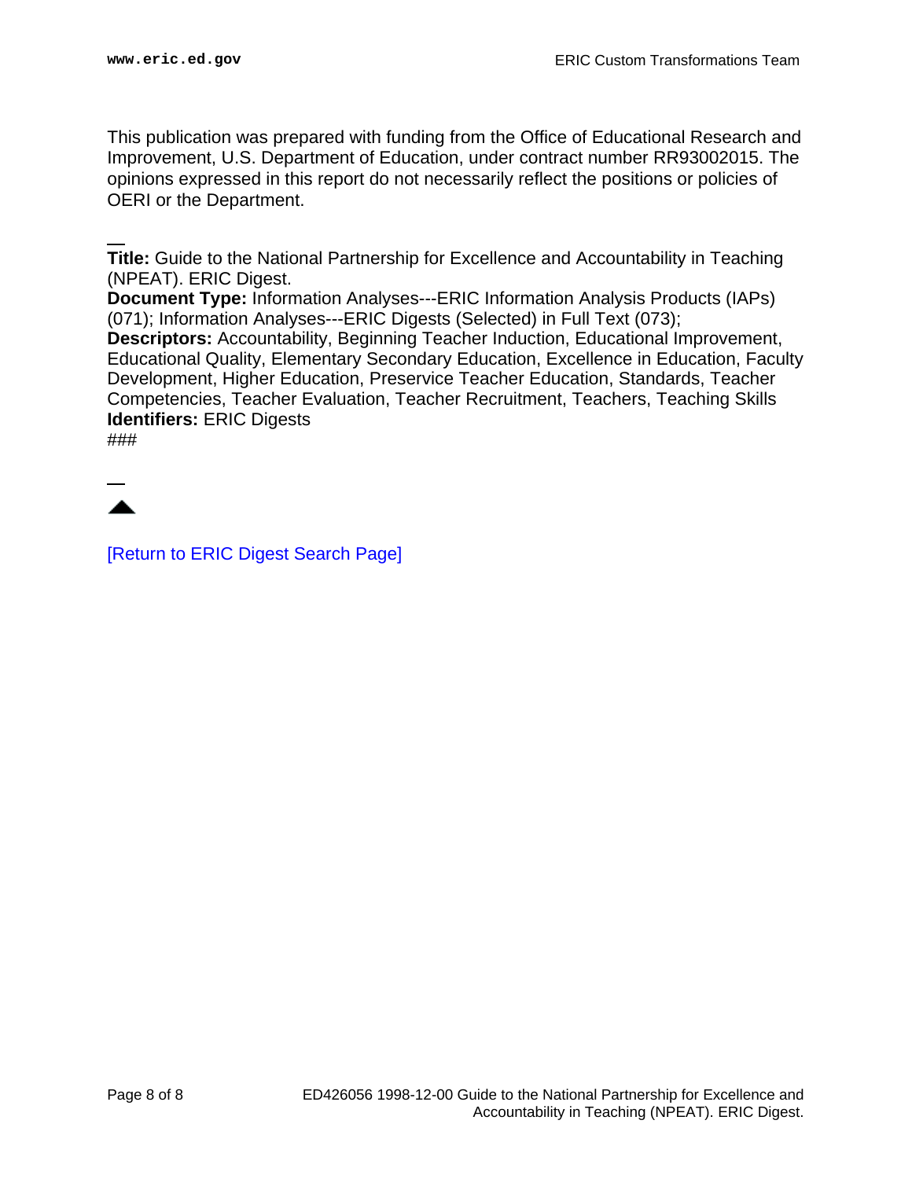This publication was prepared with funding from the Office of Educational Research and Improvement, U.S. Department of Education, under contract number RR93002015. The opinions expressed in this report do not necessarily reflect the positions or policies of OERI or the Department.

---

**Title:** Guide to the National Partnership for Excellence and Accountability in Teaching (NPEAT). ERIC Digest.
**Document Type:** Information Analyses---ERIC Information Analysis Products (IAPs) (071); Information Analyses---ERIC Digests (Selected) in Full Text (073);
**Descriptors:** Accountability, Beginning Teacher Induction, Educational Improvement, Educational Quality, Elementary Secondary Education, Excellence in Education, Faculty Development, Higher Education, Preservice Teacher Education, Standards, Teacher Competencies, Teacher Evaluation, Teacher Recruitment, Teachers, Teaching Skills
**Identifiers:** ERIC Digests
###

---

[Return to ERIC Digest Search Page]